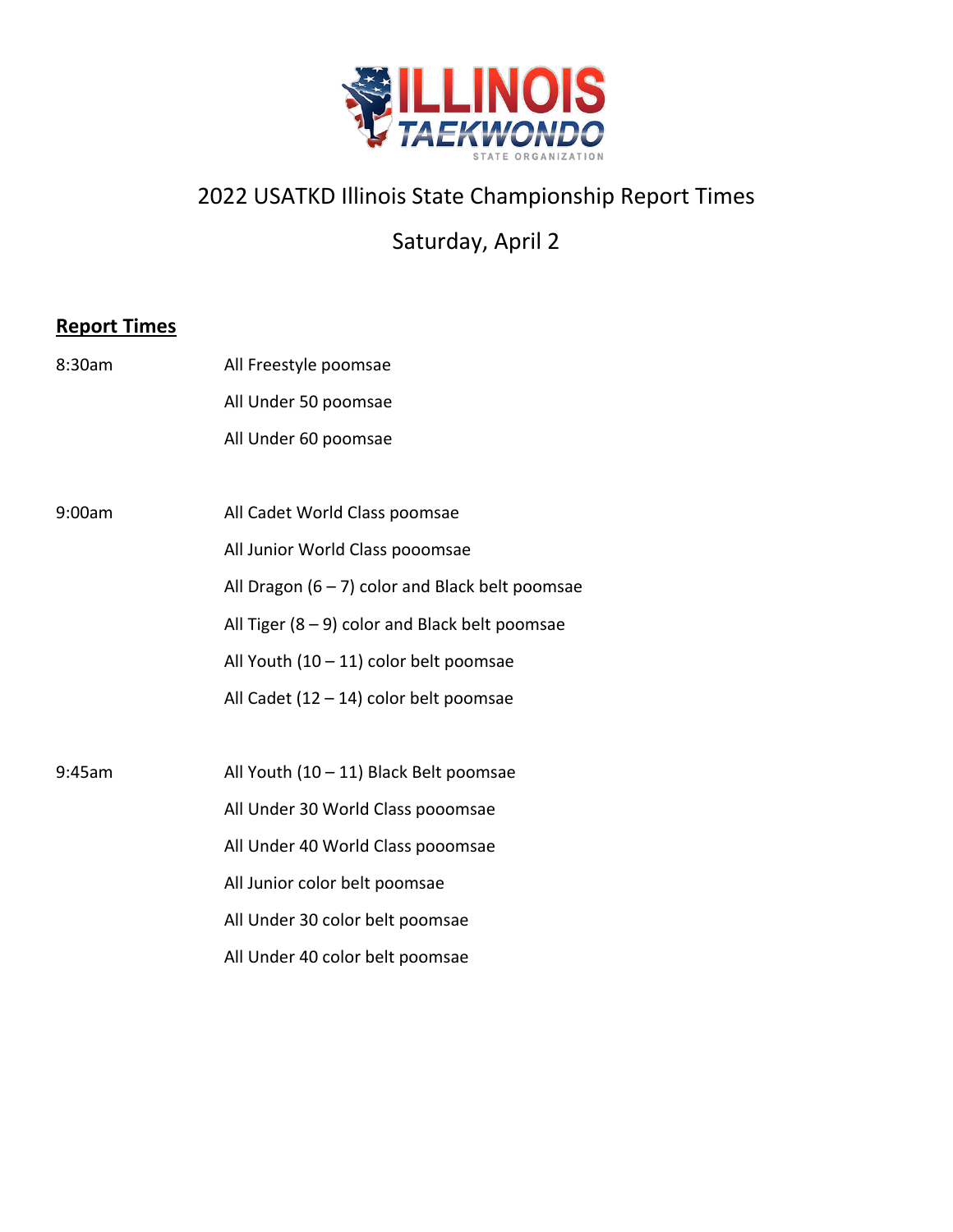ILLINOIS TAEKWONDO STATE ORGANIZATION

# 2022 USATKD Illinois State Championship Report Times

## Saturday, April 2

**Report Times**

| | |
|---|---|
| 8:30am | All Freestyle poomsae |
| | All Under 50 poomsae |
| | All Under 60 poomsae |
| 9:00am | All Cadet World Class poomsae |
| | All Junior World Class pooomsae |
| | All Dragon (6 – 7) color and Black belt poomsae |
| | All Tiger (8 – 9) color and Black belt poomsae |
| | All Youth (10 – 11) color belt poomsae |
| | All Cadet (12 – 14) color belt poomsae |
| 9:45am | All Youth (10 – 11) Black Belt poomsae |
| | All Under 30 World Class pooomsae |
| | All Under 40 World Class pooomsae |
| | All Junior color belt poomsae |
| | All Under 30 color belt poomsae |
| | All Under 40 color belt poomsae |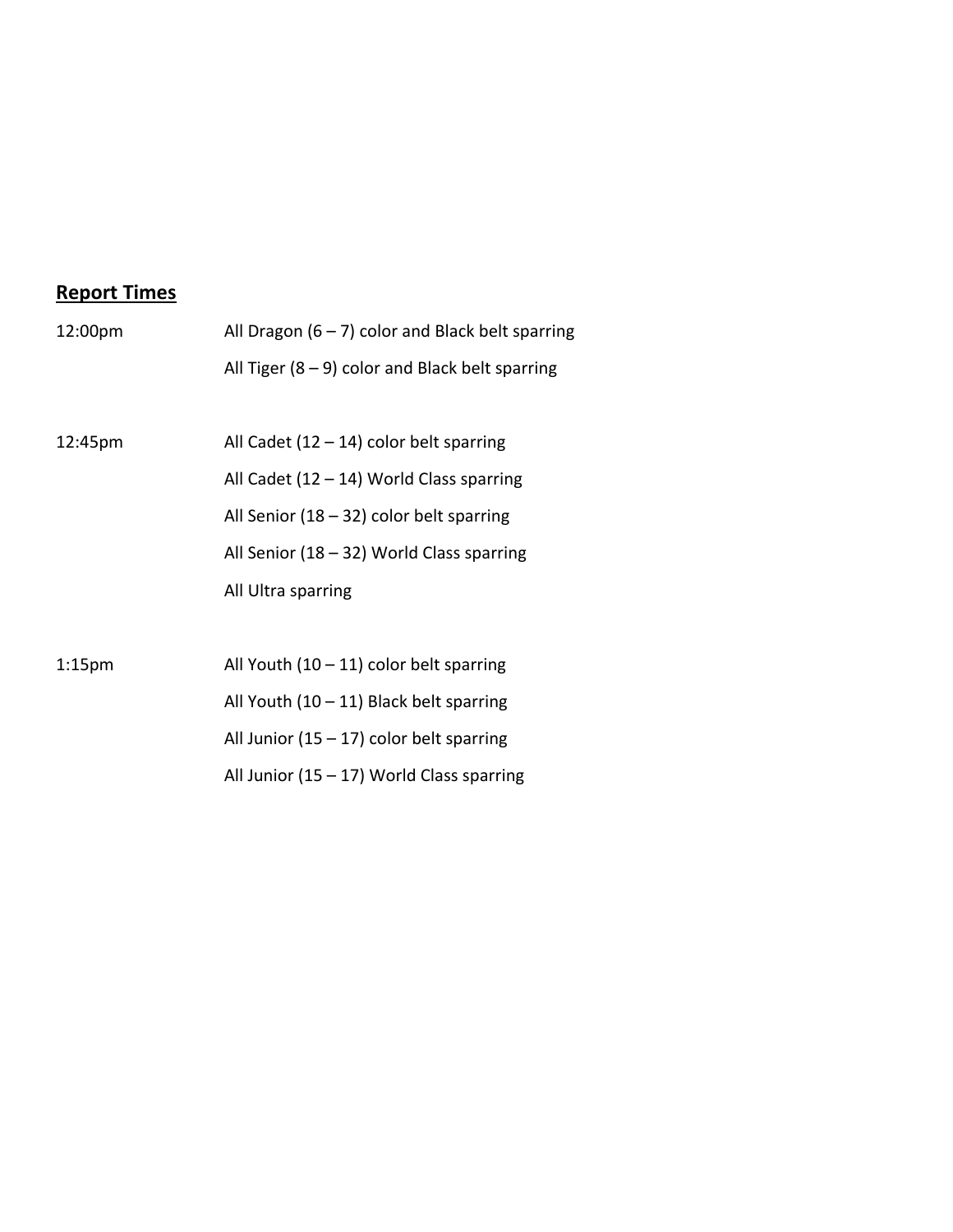## Report Times

| | |
|---|---|
| 12:00pm | All Dragon (6 – 7) color and Black belt sparring |
| | All Tiger (8 – 9) color and Black belt sparring |
| 12:45pm | All Cadet (12 – 14) color belt sparring |
| | All Cadet (12 – 14) World Class sparring |
| | All Senior (18 – 32) color belt sparring |
| | All Senior (18 – 32) World Class sparring |
| | All Ultra sparring |
| 1:15pm | All Youth (10 – 11) color belt sparring |
| | All Youth (10 – 11) Black belt sparring |
| | All Junior (15 – 17) color belt sparring |
| | All Junior (15 – 17) World Class sparring |